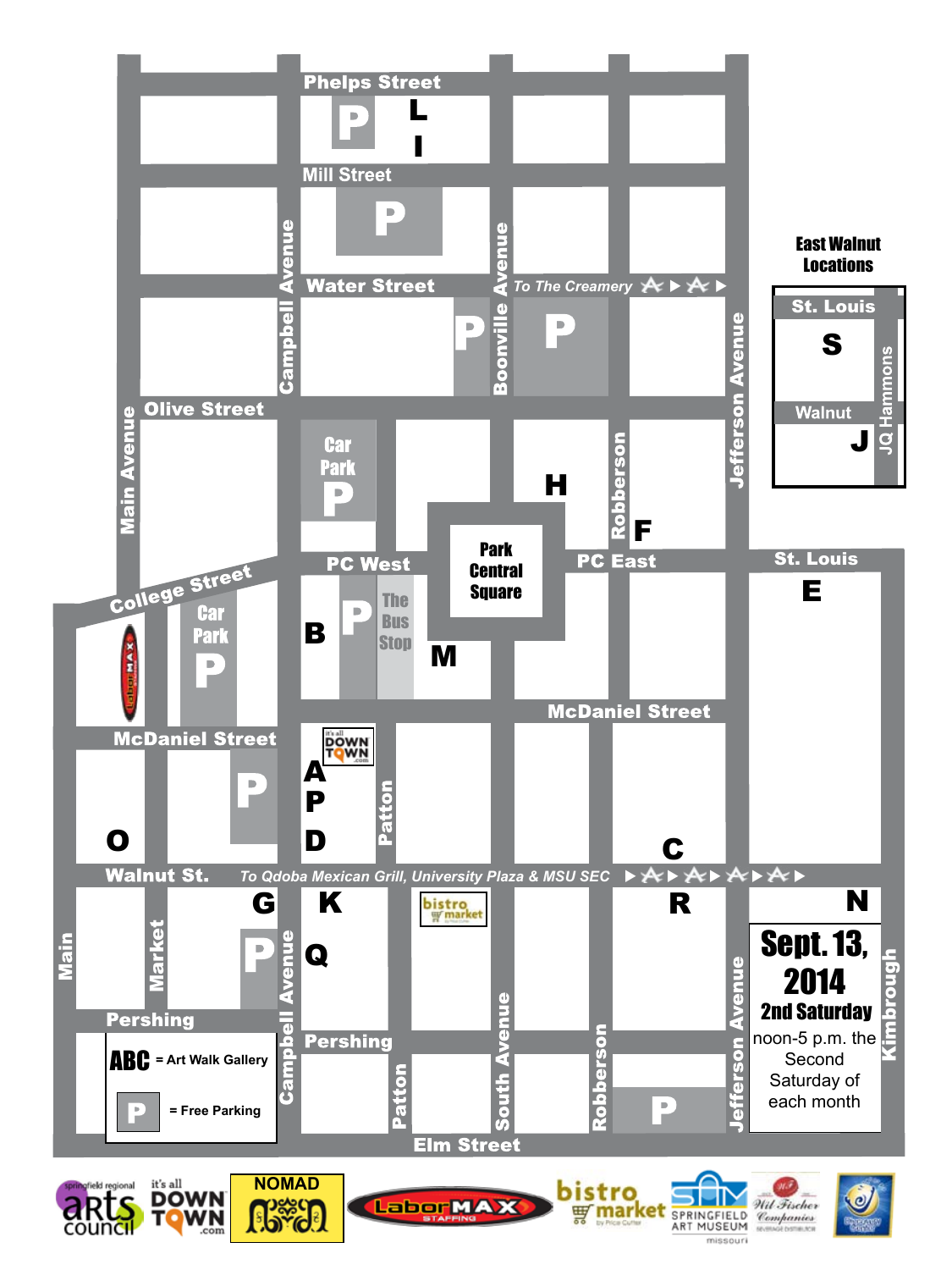Phelps Street

Mill Street

Water Street

To The Creamery

Olive Street

College Street

PC West

PC East

Park Central Square

McDaniel Street

Walnut St.

To Qdoba Mexican Grill, University Plaza & MSU SEC

Pershing

Elm Street

Main Avenue

Campbell Avenue

Boonville Avenue

Robberson

Jefferson Avenue

Patton

South Avenue

Market

Main

Kimbrough

Car Park

The Bus Stop

L I H F B M A P D O G K Q R C N E

**East Walnut Locations**

St. Louis

S

Walnut

J

JQ Hammons

St. Louis

**Sept. 13, 2014**

**2nd Saturday**

noon-5 p.m. the Second Saturday of each month

**ABC** = Art Walk Gallery

**P** = Free Parking

springfield regional arts council · it's all DOWNTOWN .com · NOMAD · LaborMAX STAFFING · bistro market · SPRINGFIELD ART MUSEUM missouri · Wil Fischer Companies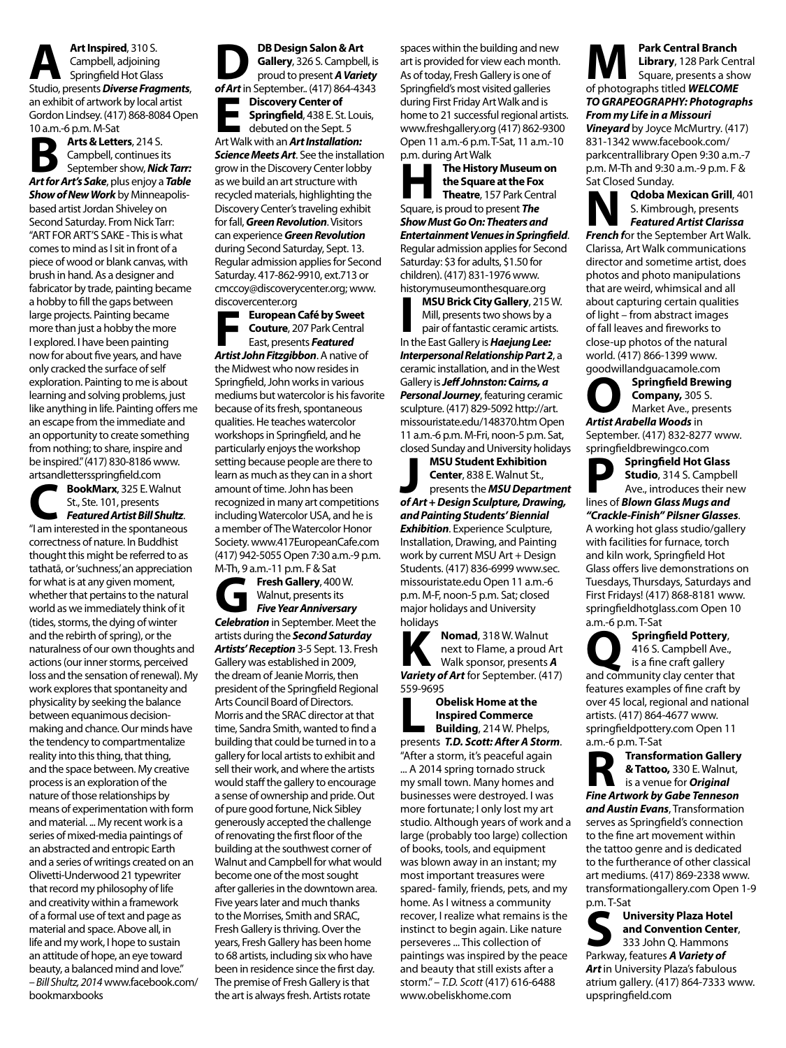**A** **Art Inspired**, 310 S. Campbell, adjoining Springfield Hot Glass Studio, presents ***Diverse Fragments***, an exhibit of artwork by local artist Gordon Lindsey. (417) 868-8084 Open 10 a.m.-6 p.m. M-Sat

**B** **Arts & Letters**, 214 S. Campbell, continues its September show, ***Nick Tarr: Art for Art's Sake***, plus enjoy a ***Table Show of New Work*** by Minneapolis-based artist Jordan Shiveley on Second Saturday. From Nick Tarr: "ART FOR ART'S SAKE - This is what comes to mind as I sit in front of a piece of wood or blank canvas, with brush in hand. As a designer and fabricator by trade, painting became a hobby to fill the gaps between large projects. Painting became more than just a hobby the more I explored. I have been painting now for about five years, and have only cracked the surface of self exploration. Painting to me is about learning and solving problems, just like anything in life. Painting offers me an escape from the immediate and an opportunity to create something from nothing; to share, inspire and be inspired." (417) 830-8186 www.artsandlettersspringfield.com

**C** **BookMarx**, 325 E. Walnut St., Ste. 101, presents ***Featured Artist Bill Shultz***. "I am interested in the spontaneous correctness of nature. In Buddhist thought this might be referred to as tathatā, or 'suchness,' an appreciation for what is at any given moment, whether that pertains to the natural world as we immediately think of it (tides, storms, the dying of winter and the rebirth of spring), or the naturalness of our own thoughts and actions (our inner storms, perceived loss and the sensation of renewal). My work explores that spontaneity and physicality by seeking the balance between equanimous decision-making and chance. Our minds have the tendency to compartmentalize reality into this thing, that thing, and the space between. My creative process is an exploration of the nature of those relationships by means of experimentation with form and material. ... My recent work is a series of mixed-media paintings of an abstracted and entropic Earth and a series of writings created on an Olivetti-Underwood 21 typewriter that record my philosophy of life and creativity within a framework of a formal use of text and page as material and space. Above all, in life and my work, I hope to sustain an attitude of hope, an eye toward beauty, a balanced mind and love." *– Bill Shultz, 2014* www.facebook.com/bookmarxbooks

**D** **DB Design Salon & Art Gallery**, 326 S. Campbell, is proud to present ***A Variety of Art*** in September.. (417) 864-4343

**E** **Discovery Center of Springfield**, 438 E. St. Louis, debuted on the Sept. 5 Art Walk with an ***Art Installation: Science Meets Art***. See the installation grow in the Discovery Center lobby as we build an art structure with recycled materials, highlighting the Discovery Center's traveling exhibit for fall, ***Green Revolution***. Visitors can experience ***Green Revolution*** during Second Saturday, Sept. 13. Regular admission applies for Second Saturday. 417-862-9910, ext.713 or cmccoy@discoverycenter.org; www.discovercenter.org

**F** **European Café by Sweet Couture**, 207 Park Central East, presents ***Featured Artist John Fitzgibbon***. A native of the Midwest who now resides in Springfield, John works in various mediums but watercolor is his favorite because of its fresh, spontaneous qualities. He teaches watercolor workshops in Springfield, and he particularly enjoys the workshop setting because people are there to learn as much as they can in a short amount of time. John has been recognized in many art competitions including Watercolor USA, and he is a member of The Watercolor Honor Society. www.417EuropeanCafe.com (417) 942-5055 Open 7:30 a.m.-9 p.m. M-Th, 9 a.m.-11 p.m. F & Sat

**G** **Fresh Gallery**, 400 W. Walnut, presents its ***Five Year Anniversary Celebration*** in September. Meet the artists during the ***Second Saturday Artists' Reception*** 3-5 Sept. 13. Fresh Gallery was established in 2009, the dream of Jeanie Morris, then president of the Springfield Regional Arts Council Board of Directors. Morris and the SRAC director at that time, Sandra Smith, wanted to find a building that could be turned in to a gallery for local artists to exhibit and sell their work, and where the artists would staff the gallery to encourage a sense of ownership and pride. Out of pure good fortune, Nick Sibley generously accepted the challenge of renovating the first floor of the building at the southwest corner of Walnut and Campbell for what would become one of the most sought after galleries in the downtown area. Five years later and much thanks to the Morrises, Smith and SRAC, Fresh Gallery is thriving. Over the years, Fresh Gallery has been home to 68 artists, including six who have been in residence since the first day. The premise of Fresh Gallery is that the art is always fresh. Artists rotate spaces within the building and new art is provided for view each month. As of today, Fresh Gallery is one of Springfield's most visited galleries during First Friday Art Walk and is home to 21 successful regional artists. www.freshgallery.org (417) 862-9300 Open 11 a.m.-6 p.m. T-Sat, 11 a.m.-10 p.m. during Art Walk

**H** **The History Museum on the Square at the Fox Theatre**, 157 Park Central Square, is proud to present ***The Show Must Go On: Theaters and Entertainment Venues in Springfield***. Regular admission applies for Second Saturday: $3 for adults, $1.50 for children). (417) 831-1976 www.historymuseumonthesquare.org

**I** **MSU Brick City Gallery**, 215 W. Mill, presents two shows by a pair of fantastic ceramic artists. In the East Gallery is ***Haejung Lee: Interpersonal Relationship Part 2***, a ceramic installation, and in the West Gallery is ***Jeff Johnston: Cairns, a Personal Journey***, featuring ceramic sculpture. (417) 829-5092 http://art.missouristate.edu/148370.htm Open 11 a.m.-6 p.m. M-Fri, noon-5 p.m. Sat, closed Sunday and University holidays

**J** **MSU Student Exhibition Center**, 838 E. Walnut St., presents the ***MSU Department of Art + Design Sculpture, Drawing, and Painting Students' Biennial Exhibition***. Experience Sculpture, Installation, Drawing, and Painting work by current MSU Art + Design Students. (417) 836-6999 www.sec.missouristate.edu Open 11 a.m.-6 p.m. M-F, noon-5 p.m. Sat; closed major holidays and University holidays

**K** **Nomad**, 318 W. Walnut next to Flame, a proud Art Walk sponsor, presents ***A Variety of Art*** for September. (417) 559-9695

**L** **Obelisk Home at the Inspired Commerce Building**, 214 W. Phelps, presents ***T.D. Scott: After A Storm***. "After a storm, it's peaceful again ... A 2014 spring tornado struck my small town. Many homes and businesses were destroyed. I was more fortunate; I only lost my art studio. Although years of work and a large (probably too large) collection of books, tools, and equipment was blown away in an instant; my most important treasures were spared- family, friends, pets, and my home. As I witness a community recover, I realize what remains is the instinct to begin again. Like nature perseveres ... This collection of paintings was inspired by the peace and beauty that still exists after a storm." *– T.D. Scott* (417) 616-6488 www.obeliskhome.com

**M** **Park Central Branch Library**, 128 Park Central Square, presents a show of photographs titled ***WELCOME TO GRAPEOGRAPHY: Photographs From my Life in a Missouri Vineyard*** by Joyce McMurtry. (417) 831-1342 www.facebook.com/parkcentrallibrary Open 9:30 a.m.-7 p.m. M-Th and 9:30 a.m.-9 p.m. F & Sat Closed Sunday.

**N** **Qdoba Mexican Grill**, 401 S. Kimbrough, presents ***Featured Artist Clarissa French*** for the September Art Walk. Clarissa, Art Walk communications director and sometime artist, does photos and photo manipulations that are weird, whimsical and all about capturing certain qualities of light – from abstract images of fall leaves and fireworks to close-up photos of the natural world. (417) 866-1399 www.goodwillandguacamole.com

**O** **Springfield Brewing Company,** 305 S. Market Ave., presents ***Artist Arabella Woods*** in September. (417) 832-8277 www.springfieldbrewingco.com

**P** **Springfield Hot Glass Studio**, 314 S. Campbell Ave., introduces their new lines of ***Blown Glass Mugs and "Crackle-Finish" Pilsner Glasses***. A working hot glass studio/gallery with facilities for furnace, torch and kiln work, Springfield Hot Glass offers live demonstrations on Tuesdays, Thursdays, Saturdays and First Fridays! (417) 868-8181 www.springfieldhotglass.com Open 10 a.m.-6 p.m. T-Sat

**Q** **Springfield Pottery**, 416 S. Campbell Ave., is a fine craft gallery and community clay center that features examples of fine craft by over 45 local, regional and national artists. (417) 864-4677 www.springfieldpottery.com Open 11 a.m.-6 p.m. T-Sat

**R** **Transformation Gallery & Tattoo,** 330 E. Walnut, is a venue for ***Original Fine Artwork by Gabe Tenneson and Austin Evans***, Transformation serves as Springfield's connection to the fine art movement within the tattoo genre and is dedicated to the furtherance of other classical art mediums. (417) 869-2338 www.transformationgallery.com Open 1-9 p.m. T-Sat

**S** **University Plaza Hotel and Convention Center**, 333 John Q. Hammons Parkway, features ***A Variety of Art*** in University Plaza's fabulous atrium gallery. (417) 864-7333 www.upspringfield.com